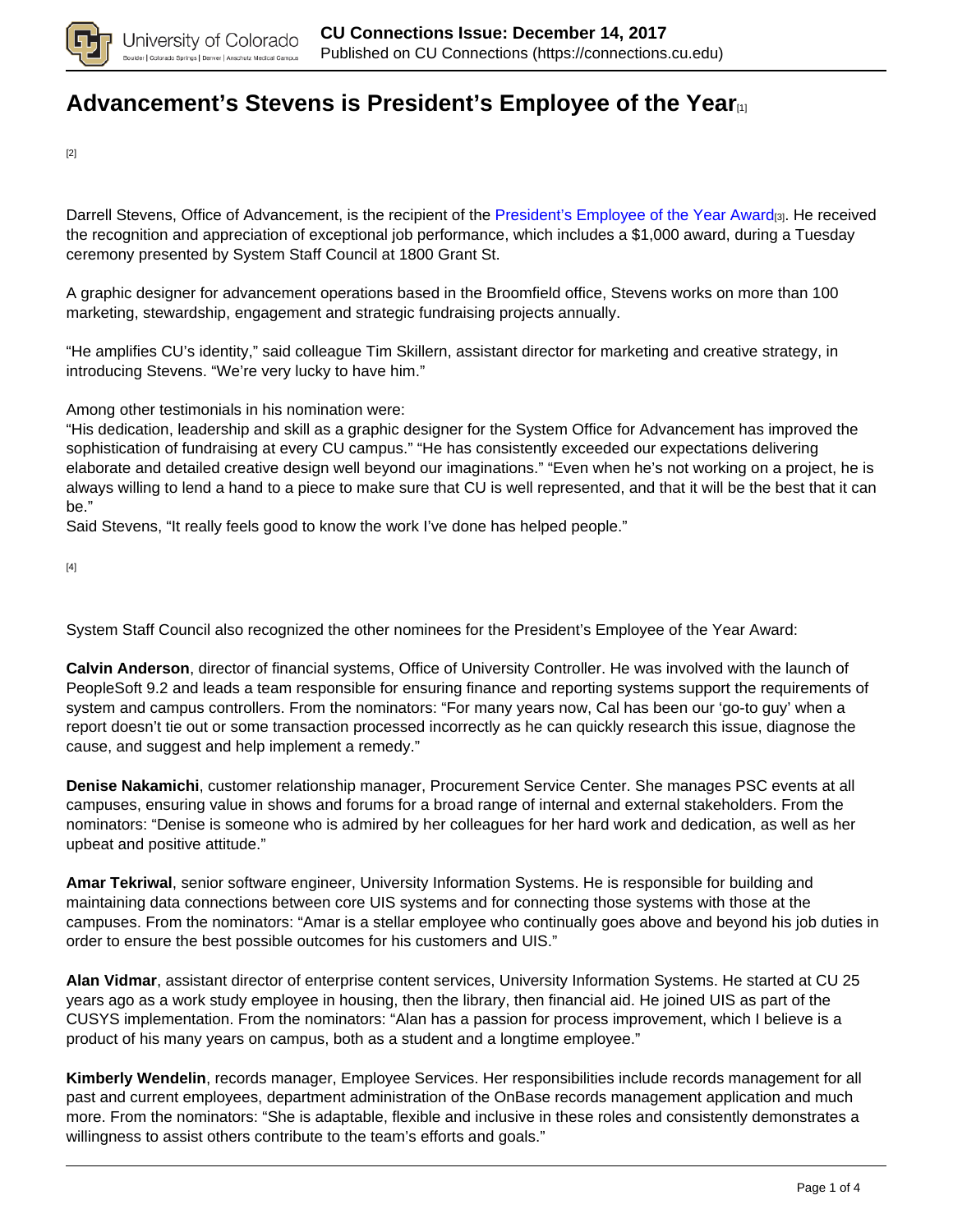# Advancement's Stevens is President's Employee of the Year[1]

[2]

Darrell Stevens, Office of Advancement, is the recipient of the President's Employee of the Year Award[3]. He received the recognition and appreciation of exceptional job performance, which includes a $1,000 award, during a Tuesday ceremony presented by System Staff Council at 1800 Grant St.

A graphic designer for advancement operations based in the Broomfield office, Stevens works on more than 100 marketing, stewardship, engagement and strategic fundraising projects annually.

"He amplifies CU's identity," said colleague Tim Skillern, assistant director for marketing and creative strategy, in introducing Stevens. "We're very lucky to have him."

Among other testimonials in his nomination were:
"His dedication, leadership and skill as a graphic designer for the System Office for Advancement has improved the sophistication of fundraising at every CU campus." "He has consistently exceeded our expectations delivering elaborate and detailed creative design well beyond our imaginations." "Even when he's not working on a project, he is always willing to lend a hand to a piece to make sure that CU is well represented, and that it will be the best that it can be."
Said Stevens, "It really feels good to know the work I've done has helped people."

[4]

System Staff Council also recognized the other nominees for the President's Employee of the Year Award:

**Calvin Anderson**, director of financial systems, Office of University Controller. He was involved with the launch of PeopleSoft 9.2 and leads a team responsible for ensuring finance and reporting systems support the requirements of system and campus controllers. From the nominators: "For many years now, Cal has been our 'go-to guy' when a report doesn't tie out or some transaction processed incorrectly as he can quickly research this issue, diagnose the cause, and suggest and help implement a remedy."

**Denise Nakamichi**, customer relationship manager, Procurement Service Center. She manages PSC events at all campuses, ensuring value in shows and forums for a broad range of internal and external stakeholders. From the nominators: "Denise is someone who is admired by her colleagues for her hard work and dedication, as well as her upbeat and positive attitude."

**Amar Tekriwal**, senior software engineer, University Information Systems. He is responsible for building and maintaining data connections between core UIS systems and for connecting those systems with those at the campuses. From the nominators: "Amar is a stellar employee who continually goes above and beyond his job duties in order to ensure the best possible outcomes for his customers and UIS."

**Alan Vidmar**, assistant director of enterprise content services, University Information Systems. He started at CU 25 years ago as a work study employee in housing, then the library, then financial aid. He joined UIS as part of the CUSYS implementation. From the nominators: "Alan has a passion for process improvement, which I believe is a product of his many years on campus, both as a student and a longtime employee."

**Kimberly Wendelin**, records manager, Employee Services. Her responsibilities include records management for all past and current employees, department administration of the OnBase records management application and much more. From the nominators: "She is adaptable, flexible and inclusive in these roles and consistently demonstrates a willingness to assist others contribute to the team's efforts and goals."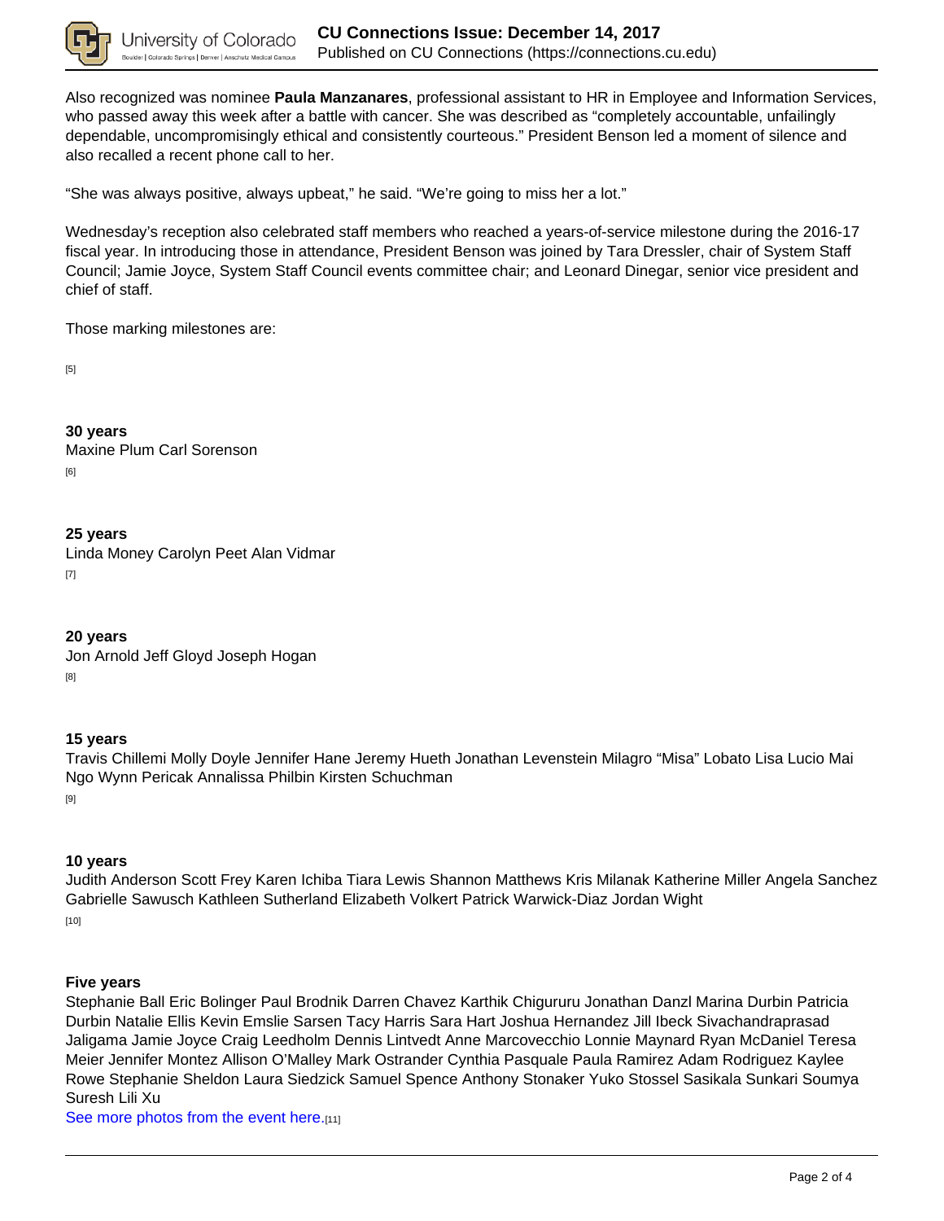Also recognized was nominee **Paula Manzanares**, professional assistant to HR in Employee and Information Services, who passed away this week after a battle with cancer. She was described as "completely accountable, unfailingly dependable, uncompromisingly ethical and consistently courteous." President Benson led a moment of silence and also recalled a recent phone call to her.

"She was always positive, always upbeat," he said. "We're going to miss her a lot."

Wednesday's reception also celebrated staff members who reached a years-of-service milestone during the 2016-17 fiscal year. In introducing those in attendance, President Benson was joined by Tara Dressler, chair of System Staff Council; Jamie Joyce, System Staff Council events committee chair; and Leonard Dinegar, senior vice president and chief of staff.

Those marking milestones are:

[5]

**30 years**
Maxine Plum Carl Sorenson

[6]

**25 years**
Linda Money Carolyn Peet Alan Vidmar

[7]

**20 years**
Jon Arnold Jeff Gloyd Joseph Hogan

[8]

**15 years**
Travis Chillemi Molly Doyle Jennifer Hane Jeremy Hueth Jonathan Levenstein Milagro "Misa" Lobato Lisa Lucio Mai Ngo Wynn Pericak Annalissa Philbin Kirsten Schuchman

[9]

**10 years**
Judith Anderson Scott Frey Karen Ichiba Tiara Lewis Shannon Matthews Kris Milanak Katherine Miller Angela Sanchez Gabrielle Sawusch Kathleen Sutherland Elizabeth Volkert Patrick Warwick-Diaz Jordan Wight

[10]

**Five years**
Stephanie Ball Eric Bolinger Paul Brodnik Darren Chavez Karthik Chigururu Jonathan Danzl Marina Durbin Patricia Durbin Natalie Ellis Kevin Emslie Sarsen Tacy Harris Sara Hart Joshua Hernandez Jill Ibeck Sivachandraprasad Jaligama Jamie Joyce Craig Leedholm Dennis Lintvedt Anne Marcovecchio Lonnie Maynard Ryan McDaniel Teresa Meier Jennifer Montez Allison O'Malley Mark Ostrander Cynthia Pasquale Paula Ramirez Adam Rodriguez Kaylee Rowe Stephanie Sheldon Laura Siedzick Samuel Spence Anthony Stonaker Yuko Stossel Sasikala Sunkari Soumya Suresh Lili Xu

See more photos from the event here.[11]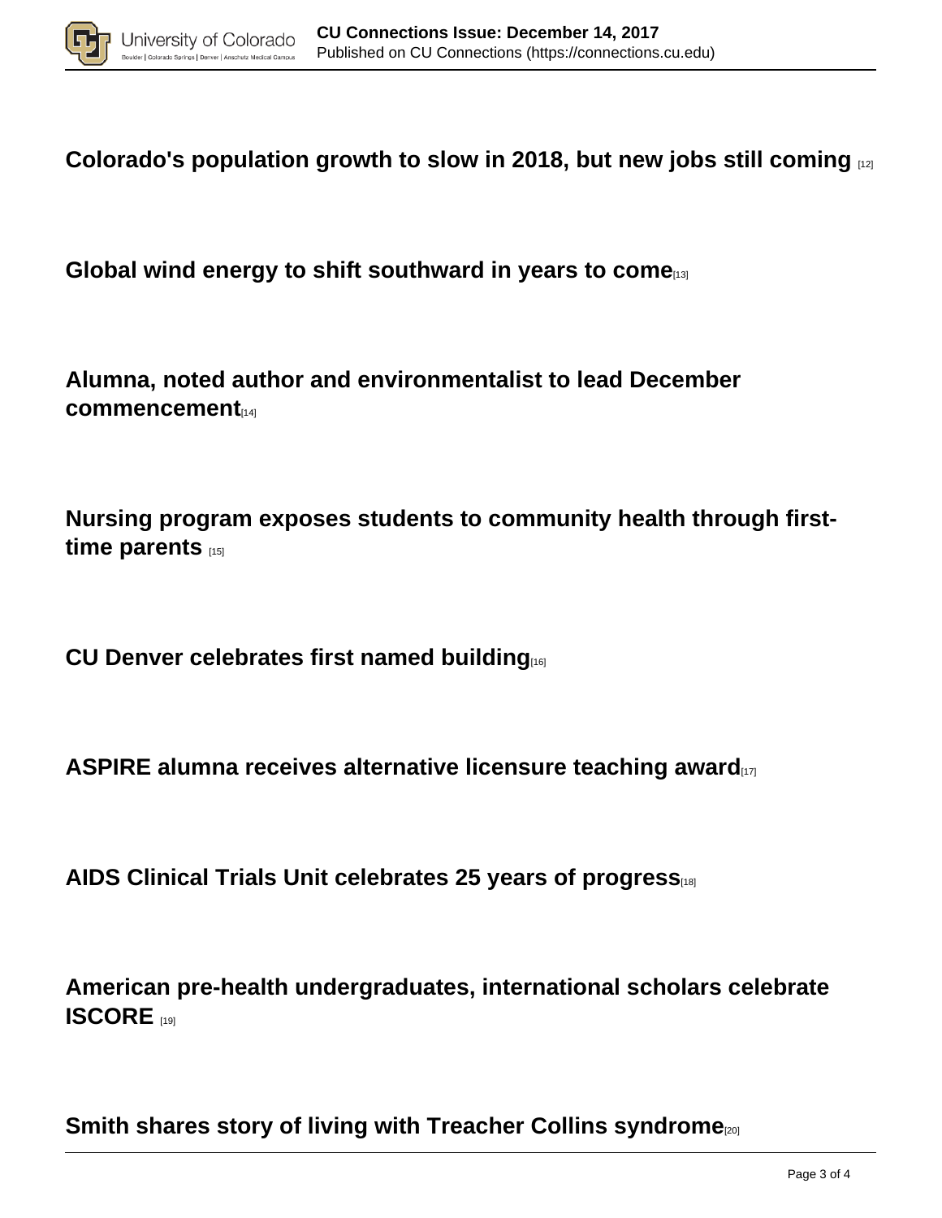**Colorado's population growth to slow in 2018, but new jobs still coming** [12]

**Global wind energy to shift southward in years to come**[13]

**Alumna, noted author and environmentalist to lead December commencement**[14]

**Nursing program exposes students to community health through first-time parents** [15]

**CU Denver celebrates first named building**[16]

**ASPIRE alumna receives alternative licensure teaching award**[17]

**AIDS Clinical Trials Unit celebrates 25 years of progress**[18]

**American pre-health undergraduates, international scholars celebrate ISCORE** [19]

**Smith shares story of living with Treacher Collins syndrome**[20]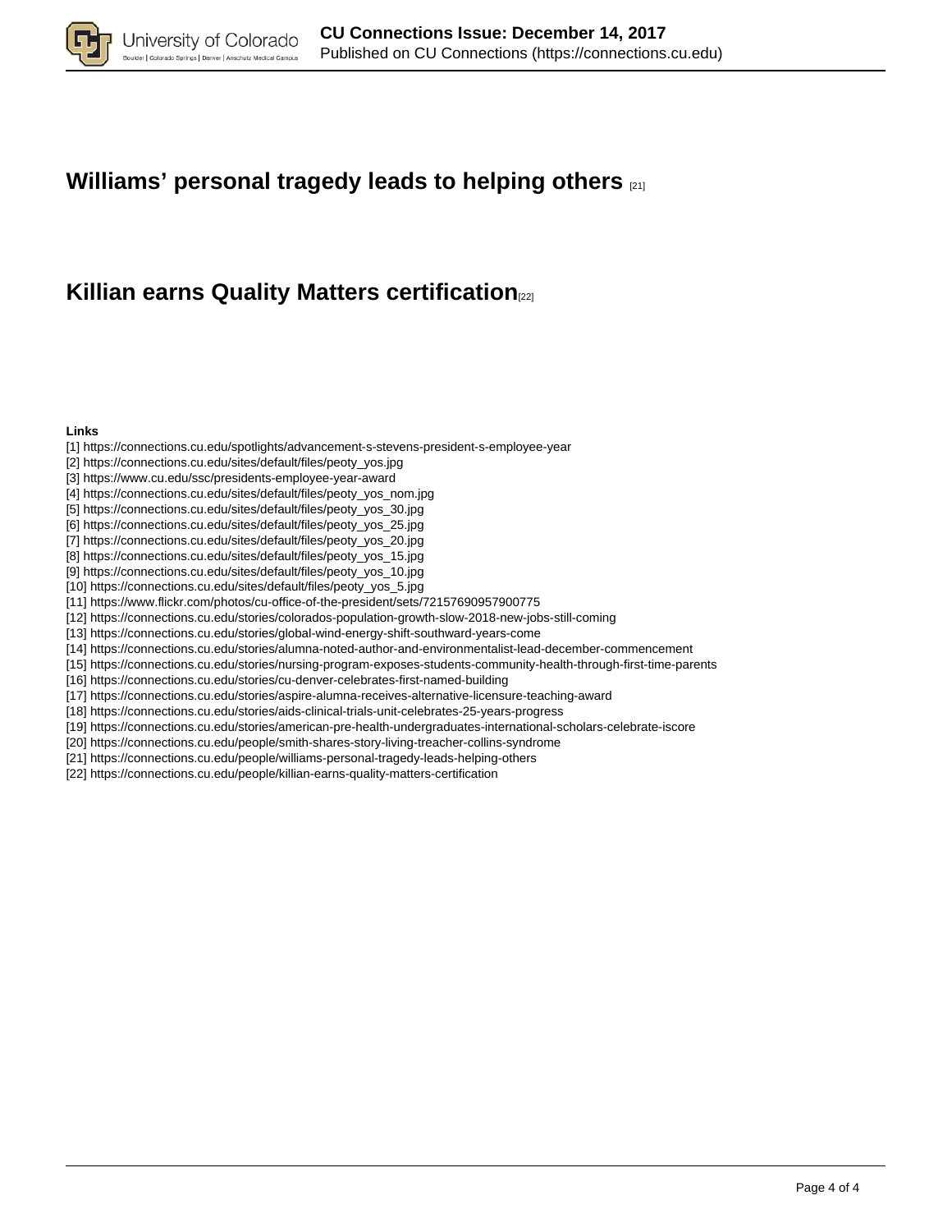## Williams’ personal tragedy leads to helping others [21]

## Killian earns Quality Matters certification[22]

**Links**

[1] https://connections.cu.edu/spotlights/advancement-s-stevens-president-s-employee-year
[2] https://connections.cu.edu/sites/default/files/peoty_yos.jpg
[3] https://www.cu.edu/ssc/presidents-employee-year-award
[4] https://connections.cu.edu/sites/default/files/peoty_yos_nom.jpg
[5] https://connections.cu.edu/sites/default/files/peoty_yos_30.jpg
[6] https://connections.cu.edu/sites/default/files/peoty_yos_25.jpg
[7] https://connections.cu.edu/sites/default/files/peoty_yos_20.jpg
[8] https://connections.cu.edu/sites/default/files/peoty_yos_15.jpg
[9] https://connections.cu.edu/sites/default/files/peoty_yos_10.jpg
[10] https://connections.cu.edu/sites/default/files/peoty_yos_5.jpg
[11] https://www.flickr.com/photos/cu-office-of-the-president/sets/72157690957900775
[12] https://connections.cu.edu/stories/colorados-population-growth-slow-2018-new-jobs-still-coming
[13] https://connections.cu.edu/stories/global-wind-energy-shift-southward-years-come
[14] https://connections.cu.edu/stories/alumna-noted-author-and-environmentalist-lead-december-commencement
[15] https://connections.cu.edu/stories/nursing-program-exposes-students-community-health-through-first-time-parents
[16] https://connections.cu.edu/stories/cu-denver-celebrates-first-named-building
[17] https://connections.cu.edu/stories/aspire-alumna-receives-alternative-licensure-teaching-award
[18] https://connections.cu.edu/stories/aids-clinical-trials-unit-celebrates-25-years-progress
[19] https://connections.cu.edu/stories/american-pre-health-undergraduates-international-scholars-celebrate-iscore
[20] https://connections.cu.edu/people/smith-shares-story-living-treacher-collins-syndrome
[21] https://connections.cu.edu/people/williams-personal-tragedy-leads-helping-others
[22] https://connections.cu.edu/people/killian-earns-quality-matters-certification